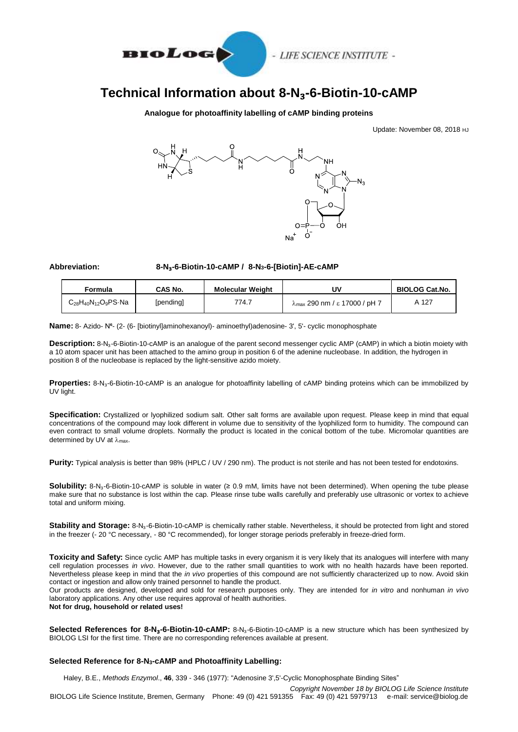# Technical Information about 8-$N_3$-6-Biotin-10-cAMP

**Analogue for photoaffinity labelling of cAMP binding proteins**

Update: November 08, 2018 HJ

**Abbreviation:** **8-$N_3$-6-Biotin-10-cAMP / 8-$N_3$-6-[Biotin]-AE-cAMP**

| Formula | CAS No. | Molecular Weight | UV | BIOLOG Cat.No. |
|---|---|---|---|---|
| $C_{28}H_{40}N_{12}O_9PS \cdot Na$ | [pending] | 774.7 | $\lambda_{max}$ 290 nm / $\varepsilon$ 17000 / pH 7 | A 127 |

**Name:** 8- Azido- $N^6$- (2- (6- [biotinyl]aminohexanoyl)- aminoethyl)adenosine- 3', 5'- cyclic monophosphate

**Description:** 8-$N_3$-6-Biotin-10-cAMP is an analogue of the parent second messenger cyclic AMP (cAMP) in which a biotin moiety with a 10 atom spacer unit has been attached to the amino group in position 6 of the adenine nucleobase. In addition, the hydrogen in position 8 of the nucleobase is replaced by the light-sensitive azido moiety.

**Properties:** 8-$N_3$-6-Biotin-10-cAMP is an analogue for photoaffinity labelling of cAMP binding proteins which can be immobilized by UV light.

**Specification:** Crystallized or lyophilized sodium salt. Other salt forms are available upon request. Please keep in mind that equal concentrations of the compound may look different in volume due to sensitivity of the lyophilized form to humidity. The compound can even contract to small volume droplets. Normally the product is located in the conical bottom of the tube. Micromolar quantities are determined by UV at $\lambda_{max}$.

**Purity:** Typical analysis is better than 98% (HPLC / UV / 290 nm). The product is not sterile and has not been tested for endotoxins.

**Solubility:** 8-$N_3$-6-Biotin-10-cAMP is soluble in water (≥ 0.9 mM, limits have not been determined). When opening the tube please make sure that no substance is lost within the cap. Please rinse tube walls carefully and preferably use ultrasonic or vortex to achieve total and uniform mixing.

**Stability and Storage:** 8-$N_3$-6-Biotin-10-cAMP is chemically rather stable. Nevertheless, it should be protected from light and stored in the freezer (- 20 °C necessary, - 80 °C recommended), for longer storage periods preferably in freeze-dried form.

**Toxicity and Safety:** Since cyclic AMP has multiple tasks in every organism it is very likely that its analogues will interfere with many cell regulation processes *in vivo*. However, due to the rather small quantities to work with no health hazards have been reported. Nevertheless please keep in mind that the *in vivo* properties of this compound are not sufficiently characterized up to now. Avoid skin contact or ingestion and allow only trained personnel to handle the product.
Our products are designed, developed and sold for research purposes only. They are intended for *in vitro* and nonhuman *in vivo* laboratory applications. Any other use requires approval of health authorities.
**Not for drug, household or related uses!**

**Selected References for 8-$N_3$-6-Biotin-10-cAMP:** 8-$N_3$-6-Biotin-10-cAMP is a new structure which has been synthesized by BIOLOG LSI for the first time. There are no corresponding references available at present.

**Selected Reference for 8-$N_3$-cAMP and Photoaffinity Labelling:**

Haley, B.E., *Methods Enzymol*., **46**, 339 - 346 (1977): "Adenosine 3',5'-Cyclic Monophosphate Binding Sites"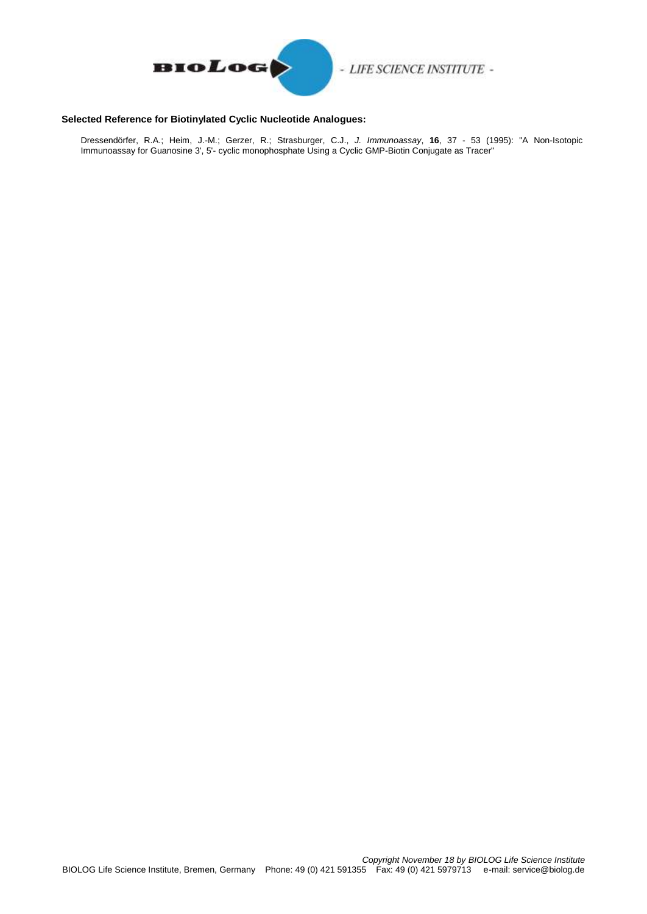**Selected Reference for Biotinylated Cyclic Nucleotide Analogues:**

Dressendörfer, R.A.; Heim, J.-M.; Gerzer, R.; Strasburger, C.J., *J. Immunoassay*, **16**, 37 - 53 (1995): "A Non-Isotopic Immunoassay for Guanosine 3', 5'- cyclic monophosphate Using a Cyclic GMP-Biotin Conjugate as Tracer"